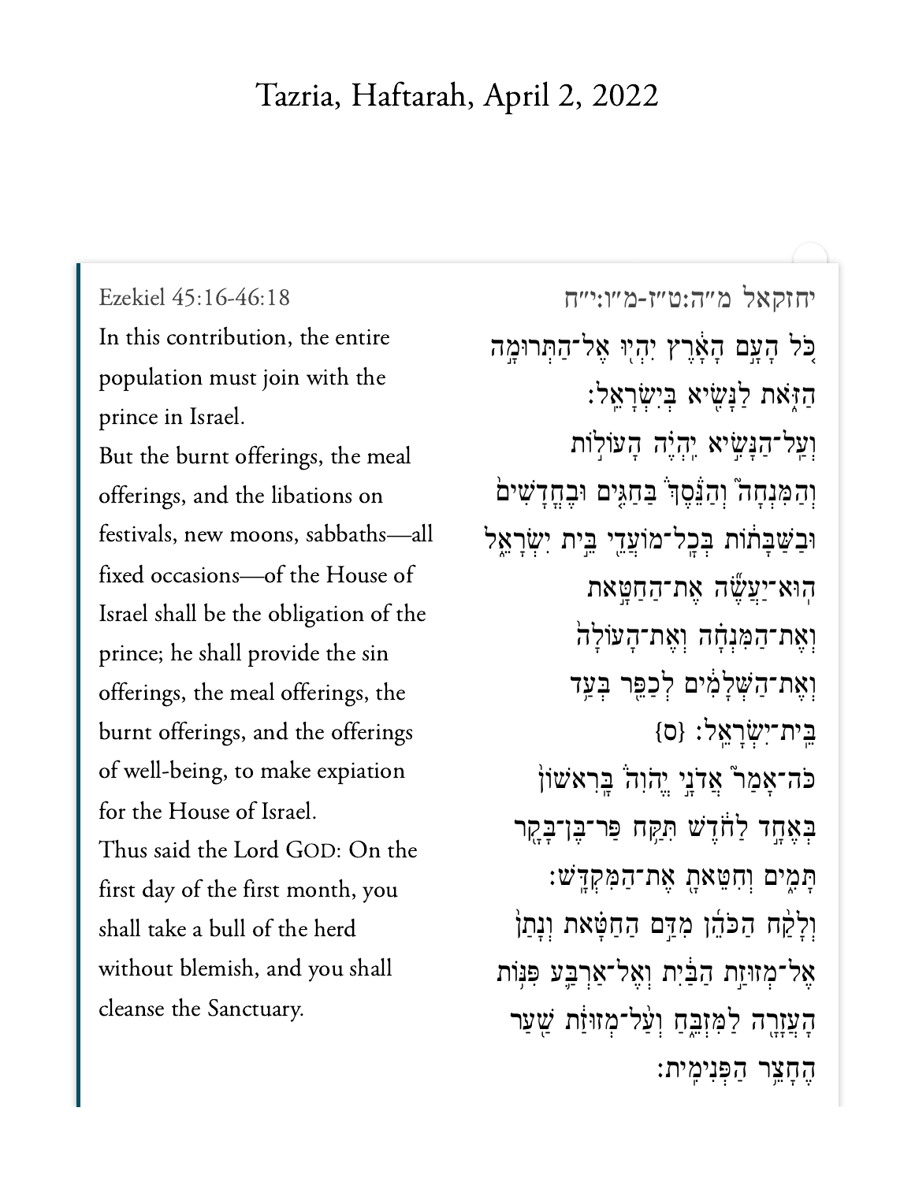# Tazria, Haftarah, April 2, 2022

Ezekiel 45:16-46:18

In this contribution, the entire population must join with the prince in Israel.

But the burnt offerings, the meal offerings, and the libations on festivals, new moons, sabbaths—all fixed occasions—of the House of Israel shall be the obligation of the prince; he shall provide the sin offerings, the meal offerings, the burnt offerings, and the offerings of well-being, to make expiation for the House of Israel.

Thus said the Lord GOD: On the first day of the first month, you shall take a bull of the herd without blemish, and you shall cleanse the Sanctuary.

יחזקאל מ״ה:ט״ז-מ״ו:י״ח

כֹּ֚ל הָעָ֣ם הָאָ֔רֶץ יִהְי֖וּ אֶל־הַתְּרוּמָ֣ה הַזֹּ֑את לַנָּשִׂ֖יא בְּיִשְׂרָאֵֽל׃

וְעַֽל־הַנָּשִׂ֣יא יִהְיֶ֗ה הָעוֹל֣וֹת וְהַמִּנְחָה֮ וְהַנֵּסֶךְ֒ בַּחַגִּ֣ים וּבֶחֳדָשִׁ֗ים וּבַשַּׁבָּתוֹת֙ בְּכָל־מוֹעֲדֵ֖י בֵּ֣ית יִשְׂרָאֵ֑ל הֽוּא־יַעֲשֶׂ֞ה אֶת־הַחַטָּ֣את וְאֶת־הַמִּנְחָ֗ה וְאֶת־הָֽעוֹלָה֙ וְאֶת־הַשְּׁלָמִ֔ים לְכַפֵּ֖ר בְּעַ֥ד בֵּֽית־יִשְׂרָאֵֽל׃ {ס}

כֹּֽה־אָמַר֮ אֲדֹנָ֣י יֱהֹוִה֒ בָּרִאשׁוֹן֙ בְּאֶחָ֣ד לַחֹ֔דֶשׁ תִּקַּ֥ח פַּר־בֶּן־בָּקָ֖ר תָּמִ֑ים וְחִטֵּאתָ֖ אֶת־הַמִּקְדָּֽשׁ׃

וְלָקַ֨ח הַכֹּהֵ֜ן מִדַּ֣ם הַחַטָּ֗את וְנָתַן֙ אֶל־מְזוּזַ֣ת הַבַּ֔יִת וְאֶל־אַרְבַּ֛ע פִּנּ֥וֹת הָעֲזָרָ֖ה לַמִּזְבֵּ֑חַ וְעַ֨ל־מְזוּזַ֔ת שַׁ֖עַר הֶחָצֵ֥ר הַפְּנִימִֽית׃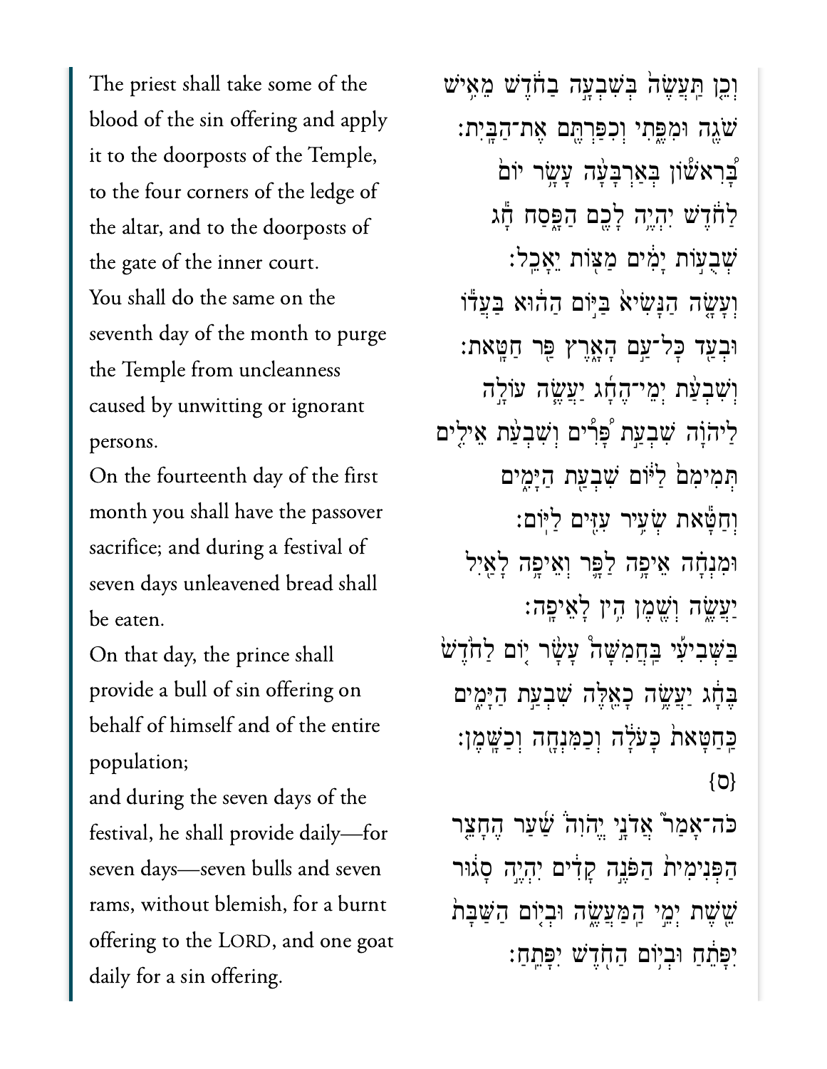The priest shall take some of the blood of the sin offering and apply it to the doorposts of the Temple, to the four corners of the ledge of the altar, and to the doorposts of the gate of the inner court.

You shall do the same on the seventh day of the month to purge the Temple from uncleanness caused by unwitting or ignorant persons.

On the fourteenth day of the first month you shall have the passover sacrifice; and during a festival of seven days unleavened bread shall be eaten.

On that day, the prince shall provide a bull of sin offering on behalf of himself and of the entire population;

and during the seven days of the festival, he shall provide daily—for seven days—seven bulls and seven rams, without blemish, for a burnt offering to the LORD, and one goat daily for a sin offering.

וְכֵ֤ן תַּעֲשֶׂה֙ בְּשִׁבְעָ֣ה בַחֹ֔דֶשׁ מֵאִ֥ישׁ שֹׁגֶ֖ה וּמִפֶּ֑תִי וְכִפַּרְתֶּ֖ם אֶת־הַבָּֽיִת׃

בָּ֠רִאשׁוֹן בְּאַרְבָּעָ֨ה עָשָׂ֥ר יוֹם֙ לַחֹ֔דֶשׁ יִהְיֶ֥ה לָכֶ֖ם הַפָּ֑סַח חָ֕ג שְׁבֻע֣וֹת יָמִ֔ים מַצּ֖וֹת יֵאָכֵֽל׃

וְעָשָׂ֤ה הַנָּשִׂיא֙ בַּיּ֣וֹם הַה֔וּא בַּעֲד֕וֹ וּבְעַ֖ד כָּל־עַ֣ם הָאָ֑רֶץ פַּ֖ר חַטָּֽאת׃

וְשִׁבְעַ֨ת יְמֵי־הֶחָ֜ג יַעֲשֶׂ֧ה עוֹלָ֣ה לַיהוָ֗ה שִׁבְעַ֣ת פָּ֠רִים וְשִׁבְעַ֨ת אֵילִ֤ים תְּמִימִם֙ לַיּ֔וֹם שִׁבְעַ֖ת הַיָּמִ֑ים וְחַטָּ֕את שְׂעִ֥יר עִזִּ֖ים לַיּֽוֹם׃

וּמִנְחָ֗ה אֵיפָ֥ה לַפָּ֛ר וְאֵיפָ֥ה לָאַ֖יִל יַעֲשֶׂ֑ה וְשֶׁ֖מֶן הִ֥ין לָאֵיפָֽה׃

בַּשְּׁבִיעִ֡י בַּחֲמִשָּׁה֩ עָשָׂ֨ר י֤וֹם לַחֹ֙דֶשׁ֙ בֶּחָ֔ג יַעֲשֶׂ֥ה כָאֵ֖לֶּה שִׁבְעַ֣ת הַיָּמִ֑ים כַּֽחַטָּאת֙ כָּעֹלָ֔ה וְכַמִּנְחָ֖ה וְכַשָּֽׁמֶן׃ {ס}

כֹּֽה־אָמַר֮ אֲדֹנָ֣י יֱהוִה֒ שַׁ֜עַר הֶחָצֵ֤ר הַפְּנִימִית֙ הַפֹּנֶ֣ה קָדִ֔ים יִהְיֶ֣ה סָג֔וּר שֵׁ֖שֶׁת יְמֵ֣י הַֽמַּעֲשֶׂ֑ה וּבְי֤וֹם הַשַּׁבָּת֙ יִפָּתֵ֔חַ וּבְי֥וֹם הַחֹ֖דֶשׁ יִפָּתֵֽחַ׃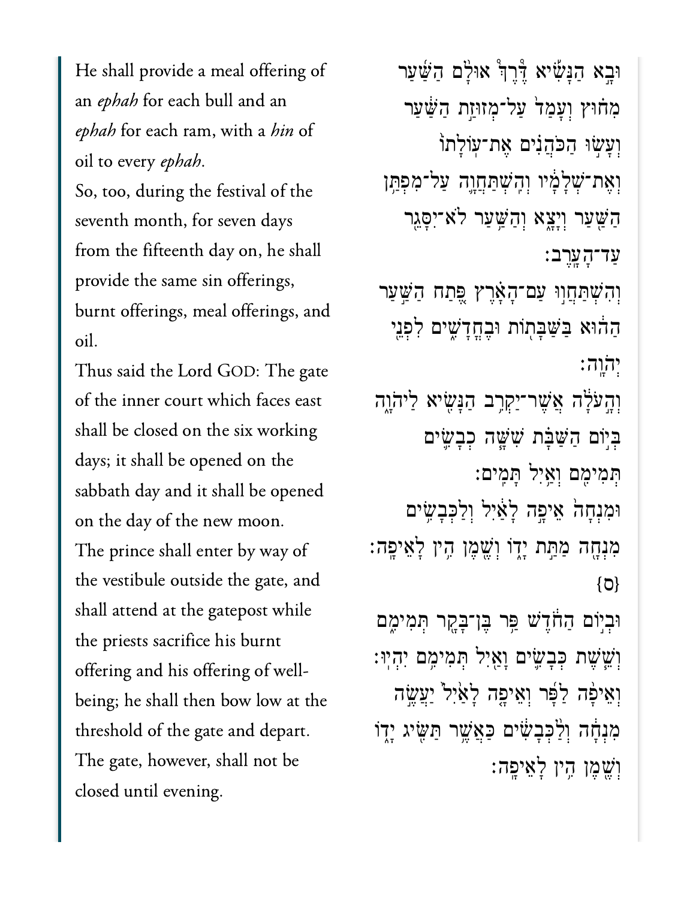He shall provide a meal offering of an *ephah* for each bull and an *ephah* for each ram, with a *hin* of oil to every *ephah*.

So, too, during the festival of the seventh month, for seven days from the fifteenth day on, he shall provide the same sin offerings, burnt offerings, meal offerings, and oil.

Thus said the Lord GOD: The gate of the inner court which faces east shall be closed on the six working days; it shall be opened on the sabbath day and it shall be opened on the day of the new moon.

The prince shall enter by way of the vestibule outside the gate, and shall attend at the gatepost while the priests sacrifice his burnt offering and his offering of well-being; he shall then bow low at the threshold of the gate and depart. The gate, however, shall not be closed until evening.

וּבָ֣א הַנָּשִׂ֡יא דֶּ֩רֶךְ֩ אוּלָ֨ם הַשַּׁ֜עַר מִח֗וּץ וְעָמַד֙ עַל־מְזוּזַ֣ת הַשַּׁ֔עַר וְעָשׂ֣וּ הַכֹּהֲנִ֗ים אֶת־עֽוֹלָתוֹ֙ וְאֶת־שְׁלָמָ֔יו וְהִֽשְׁתַּחֲוָ֛ה עַל־מִפְתַּ֥ן הַשַּׁ֖עַר וְיָצָ֑א וְהַשַּׁ֥עַר לֹא־יִסָּגֵ֖ר עַד־הָעָֽרֶב׃

וְהִשְׁתַּחֲו֣וּ עַם־הָאָ֗רֶץ פֶּ֚תַח הַשַּׁ֣עַר הַה֔וּא בַּשַּׁבָּת֖וֹת וּבֶחֳדָשִׁ֑ים לִפְנֵ֖י יְהוָֽה׃

וְהָעֹלָ֕ה אֲשֶׁר־יַקְרִ֥ב הַנָּשִׂ֖יא לַיהוָ֑ה בְּי֣וֹם הַשַּׁבָּ֗ת שִׁשָּׁ֧ה כְבָשִׂ֛ים תְּמִימִ֖ם וְאַ֥יִל תָּמִֽים׃

וּמִנְחָה֙ אֵיפָ֣ה לָאַ֔יִל וְלַכְּבָשִׂ֥ים מִנְחָ֖ה מַתַּ֣ת יָד֑וֹ וְשֶׁ֖מֶן הִ֥ין לָאֵיפָֽה׃ {ס}

וּבְי֣וֹם הַחֹ֔דֶשׁ פַּ֥ר בֶּן־בָּקָ֖ר תְּמִימִ֑ם וְשֵׁ֧שֶׁת כְּבָשִׂ֛ם וָאַ֖יִל תְּמִימִ֥ם יִהְיֽוּ׃

וְאֵיפָ֨ה לַפָּ֜ר וְאֵיפָ֤ה לָאַ֙יִל֙ יַעֲשֶׂ֣ה מִנְחָ֔ה וְלַ֨כְּבָשִׂ֔ים כַּאֲשֶׁ֥ר תַּשִּׂ֖יג יָד֑וֹ וְשֶׁ֖מֶן הִ֥ין לָאֵיפָֽה׃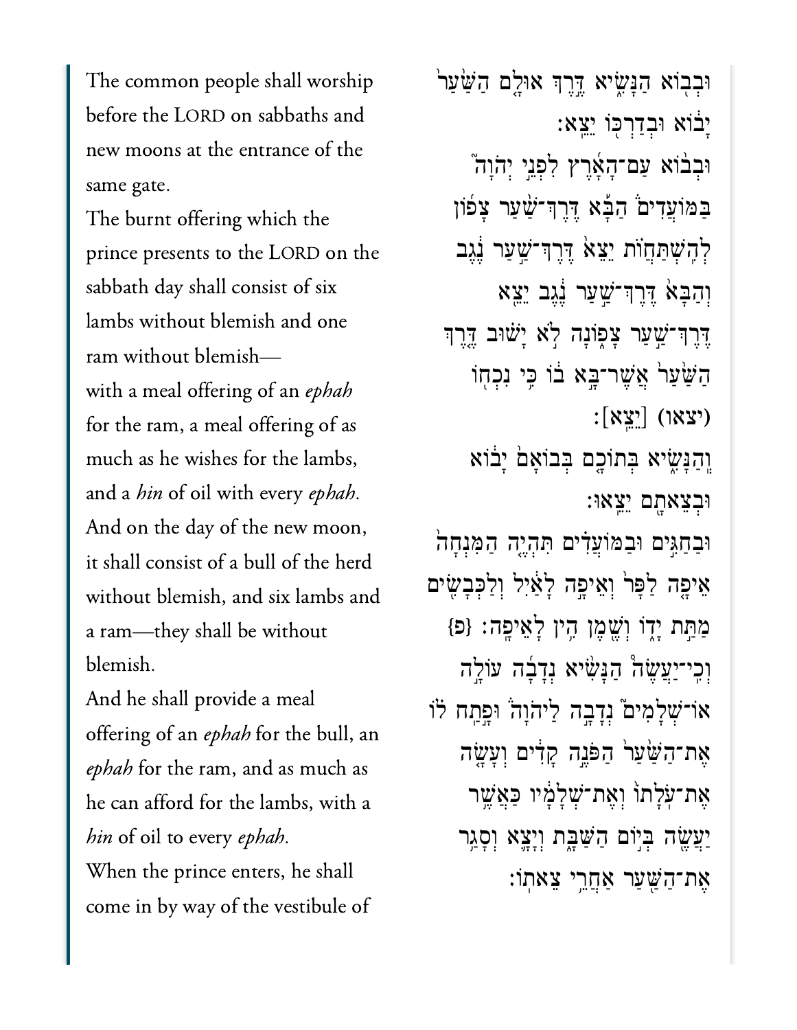The common people shall worship before the LORD on sabbaths and new moons at the entrance of the same gate.

The burnt offering which the prince presents to the LORD on the sabbath day shall consist of six lambs without blemish and one ram without blemish—

with a meal offering of an *ephah* for the ram, a meal offering of as much as he wishes for the lambs, and a *hin* of oil with every *ephah*.

And on the day of the new moon, it shall consist of a bull of the herd without blemish, and six lambs and a ram—they shall be without blemish.

And he shall provide a meal offering of an *ephah* for the bull, an *ephah* for the ram, and as much as he can afford for the lambs, with a *hin* of oil to every *ephah*.

When the prince enters, he shall come in by way of the vestibule of

וּבְב֣וֹא הַנָּשִׂ֔יא דֶּ֚רֶךְ אוּלָ֣ם הַשַּׁ֙עַר֙ יָב֔וֹא וּבְדַרְכּ֖וֹ יֵצֵֽא׃

וּבְב֨וֹא עַם־הָאָ֜רֶץ לִפְנֵ֣י יְהֹוָה֮ בַּמּֽוֹעֲדִים֒ הַבָּ֡א דֶּרֶךְ־שַׁ֨עַר צָפ֜וֹן לְהִֽשְׁתַּחֲוֺ֗ת יֵצֵא֙ דֶּרֶךְ־שַׁ֣עַר נֶ֔גֶב וְהַבָּא֙ דֶּרֶךְ־שַׁ֣עַר נֶ֔גֶב יֵצֵ֖א דֶּרֶךְ־שַׁ֣עַר צָפ֑וֹנָה לֹ֣א יָשׁ֗וּב דֶּ֤רֶךְ הַשַּׁ֙עַר֙ אֲשֶׁר־בָּ֣א ב֔וֹ כִּ֥י נִכְח֖וֹ (יצאו) [יֵצֵֽא]׃

וְהַנָּשִׂ֕יא בְּתוֹכָ֥ם בְּבוֹאָם֙ יָב֔וֹא וּבְצֵאתָ֖ם יֵצֵֽאוּ׃

וּבַחַגִּ֣ים וּבַמּוֹעֲדִ֗ים תִּהְיֶ֤ה הַמִּנְחָה֙ אֵיפָ֤ה לַפָּר֙ וְאֵיפָ֣ה לָאַ֔יִל וְלַכְּבָשִׂ֖ים מַתַּ֣ת יָד֑וֹ וְשֶׁ֖מֶן הִ֥ין לָאֵיפָֽה׃ {פ}

וְכִֽי־יַעֲשֶׂה֩ הַנָּשִׂ֨יא נְדָבָ֜ה עוֹלָ֣ה אוֹ־שְׁלָמִים֮ נְדָבָ֣ה לַיהֹוָה֒ וּפָ֣תַח ל֗וֹ אֶת־הַשַּׁ֙עַר֙ הַפֹּנֶ֣ה קָדִ֔ים וְעָשָׂ֤ה אֶת־עֹֽלָתוֹ֙ וְאֶת־שְׁלָמָ֔יו כַּאֲשֶׁ֥ר יַעֲשֶׂ֖ה בְּי֣וֹם הַשַּׁבָּ֑ת וְיָצָ֛א וְסָגַ֥ר אֶת־הַשַּׁ֖עַר אַחֲרֵ֥י צֵאתֽוֹ׃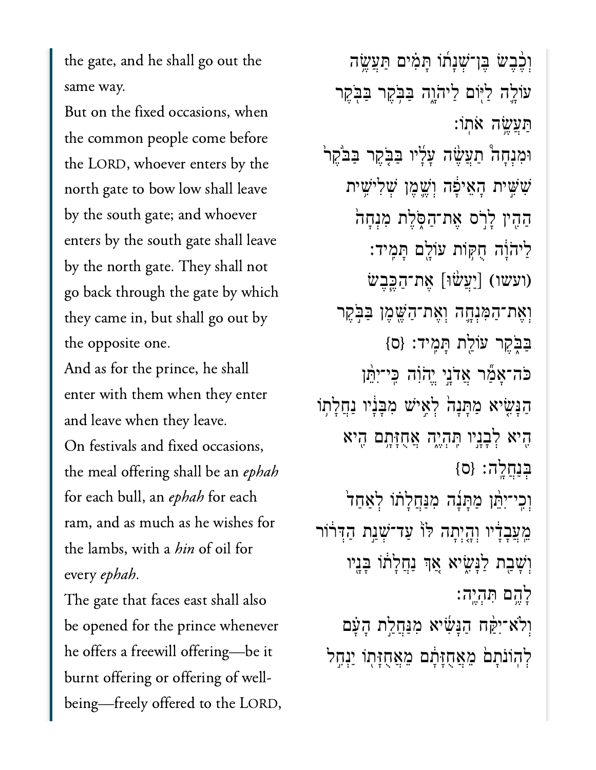the gate, and he shall go out the same way.

But on the fixed occasions, when the common people come before the LORD, whoever enters by the north gate to bow low shall leave by the south gate; and whoever enters by the south gate shall leave by the north gate. They shall not go back through the gate by which they came in, but shall go out by the opposite one.

And as for the prince, he shall enter with them when they enter and leave when they leave.

On festivals and fixed occasions, the meal offering shall be an *ephah* for each bull, an *ephah* for each ram, and as much as he wishes for the lambs, with a *hin* of oil for every *ephah*.

The gate that faces east shall also be opened for the prince whenever he offers a freewill offering—be it burnt offering or offering of well-being—freely offered to the LORD,

וְכֶ֨בֶשׂ בֶּן־שְׁנָת֜וֹ תָּמִ֗ים תַּעֲשֶׂ֥ה עוֹלָ֛ה לַיּ֖וֹם לַיהוָ֑ה בַּבֹּ֥קֶר בַּבֹּ֖קֶר תַּעֲשֶׂ֥ה אֹתֽוֹ׃

וּמִנְחָה֩ תַעֲשֶׂ֨ה עָלָ֜יו בַּבֹּ֤קֶר בַּבֹּ֙קֶר֙ שִׁשִּׁ֣ית הָאֵיפָ֔ה וְשֶׁ֥מֶן שְׁלִישִׁ֖ית הַהִ֑ין לָרֹ֖ס אֶת־הַסֹּ֑לֶת מִנְחָה֙ לַיהוָ֔ה חֻקּ֥וֹת עוֹלָ֖ם תָּמִֽיד׃

(ועשו) [יַעֲשׂ֨וּ] אֶת־הַכֶּ֧בֶשׂ וְאֶת־הַמִּנְחָ֛ה וְאֶת־הַשֶּׁ֖מֶן בַּבֹּ֣קֶר בַּבֹּ֑קֶר עוֹלַ֖ת תָּמִֽיד׃ {ס}

כֹּה־אָמַ֞ר אֲדֹנָ֣י יֱהֹוִ֗ה כִּֽי־יִתֵּ֨ן הַנָּשִׂ֤יא מַתָּנָה֙ לְאִ֣ישׁ מִבָּנָ֔יו נַחֲלָת֥וֹ הִ֖יא לְבָנָ֣יו תִּהְיֶ֑ה אֲחֻזָּתָ֥ם הִ֖יא בְּנַחֲלָֽה׃ {ס}

וְכִֽי־יִתֵּ֨ן מַתָּנָ֜ה מִנַּחֲלָת֗וֹ לְאַחַד֙ מֵעֲבָדָ֔יו וְהָ֤יְתָה לּוֹ֙ עַד־שְׁנַ֣ת הַדְּר֔וֹר וְשָׁבַ֖ת לַנָּשִׂ֑יא אַ֚ךְ נַחֲלָת֔וֹ בָּנָ֖יו לָהֶ֥ם תִּהְיֶֽה׃

וְלֹֽא־יִקַּ֨ח הַנָּשִׂ֜יא מִנַּחֲלַ֣ת הָעָ֗ם לְהֽוֹנֹתָם֙ מֵאֲחֻזָּתָ֔ם מֵאֲחֻזָּת֖וֹ יַנְחִ֣ל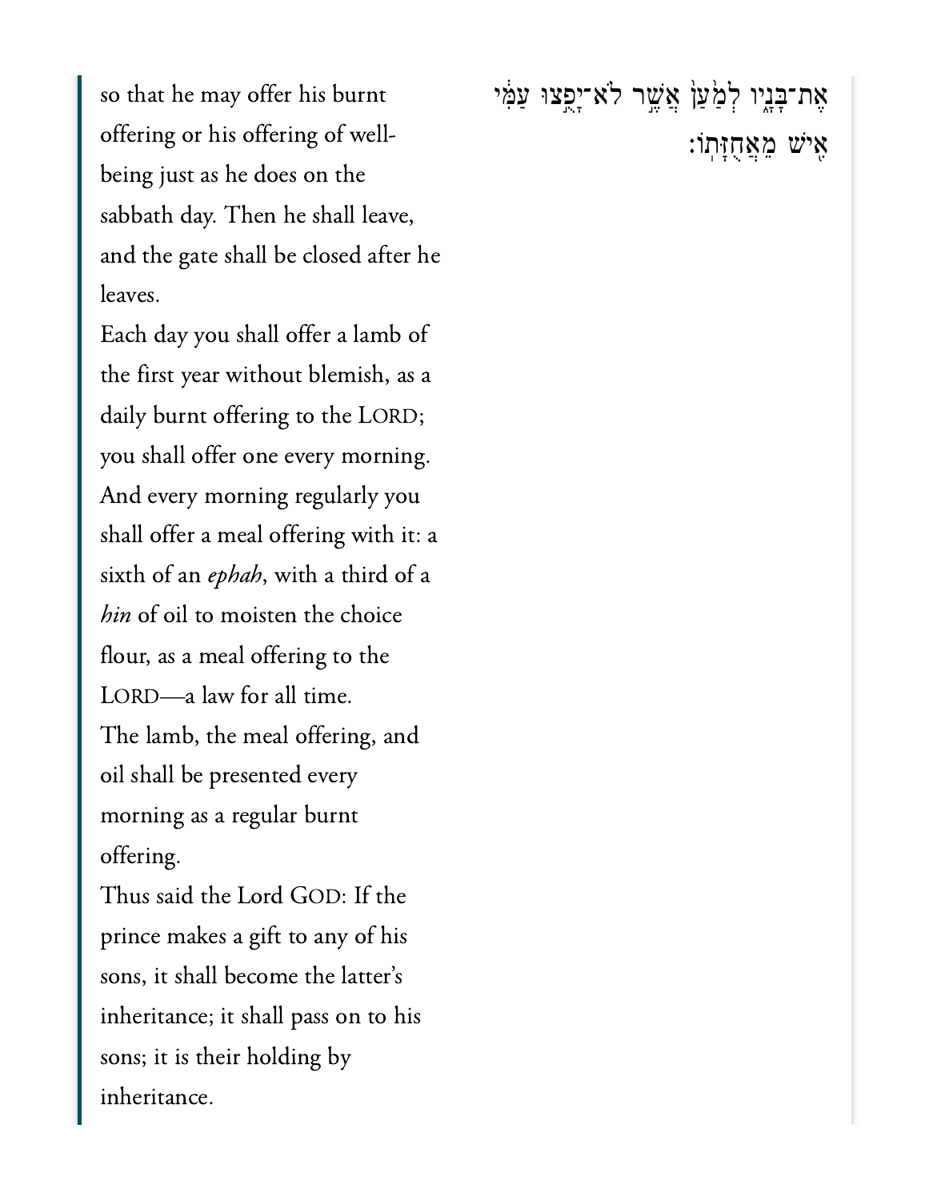so that he may offer his burnt offering or his offering of well-being just as he does on the sabbath day. Then he shall leave, and the gate shall be closed after he leaves.

Each day you shall offer a lamb of the first year without blemish, as a daily burnt offering to the LORD; you shall offer one every morning.

And every morning regularly you shall offer a meal offering with it: a sixth of an *ephah*, with a third of a *hin* of oil to moisten the choice flour, as a meal offering to the LORD—a law for all time.

The lamb, the meal offering, and oil shall be presented every morning as a regular burnt offering.

Thus said the Lord GOD: If the prince makes a gift to any of his sons, it shall become the latter's inheritance; it shall pass on to his sons; it is their holding by inheritance.

אֶת־בָּנָ֑יו לְמַ֙עַן֙ אֲשֶׁ֣ר לֹֽא־יָפֻ֣צוּ עַמִּ֔י אִ֖ישׁ מֵאֲחֻזָּתֽוֹ׃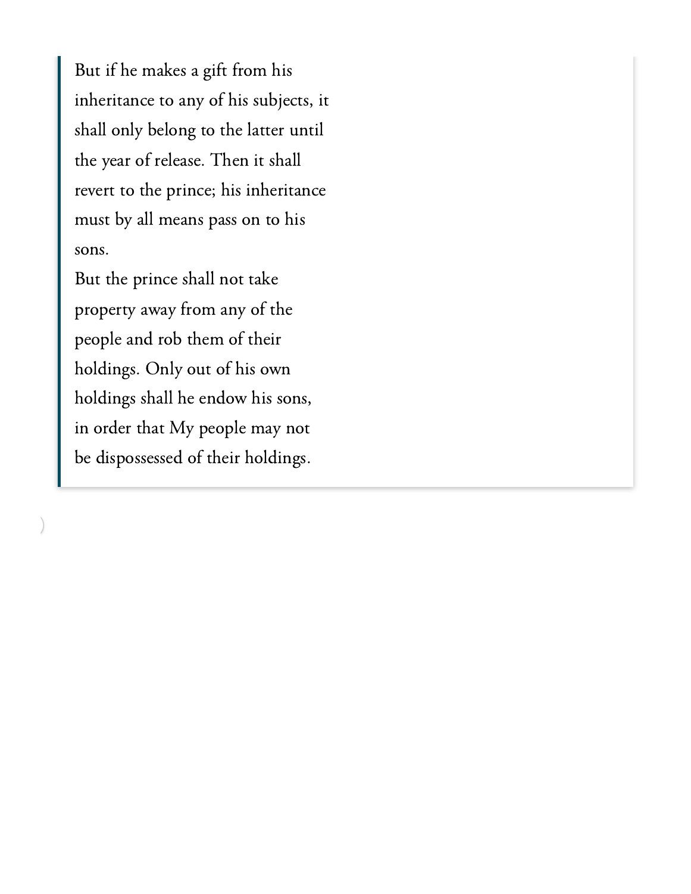> But if he makes a gift from his inheritance to any of his subjects, it shall only belong to the latter until the year of release. Then it shall revert to the prince; his inheritance must by all means pass on to his sons.
> But the prince shall not take property away from any of the people and rob them of their holdings. Only out of his own holdings shall he endow his sons, in order that My people may not be dispossessed of their holdings.